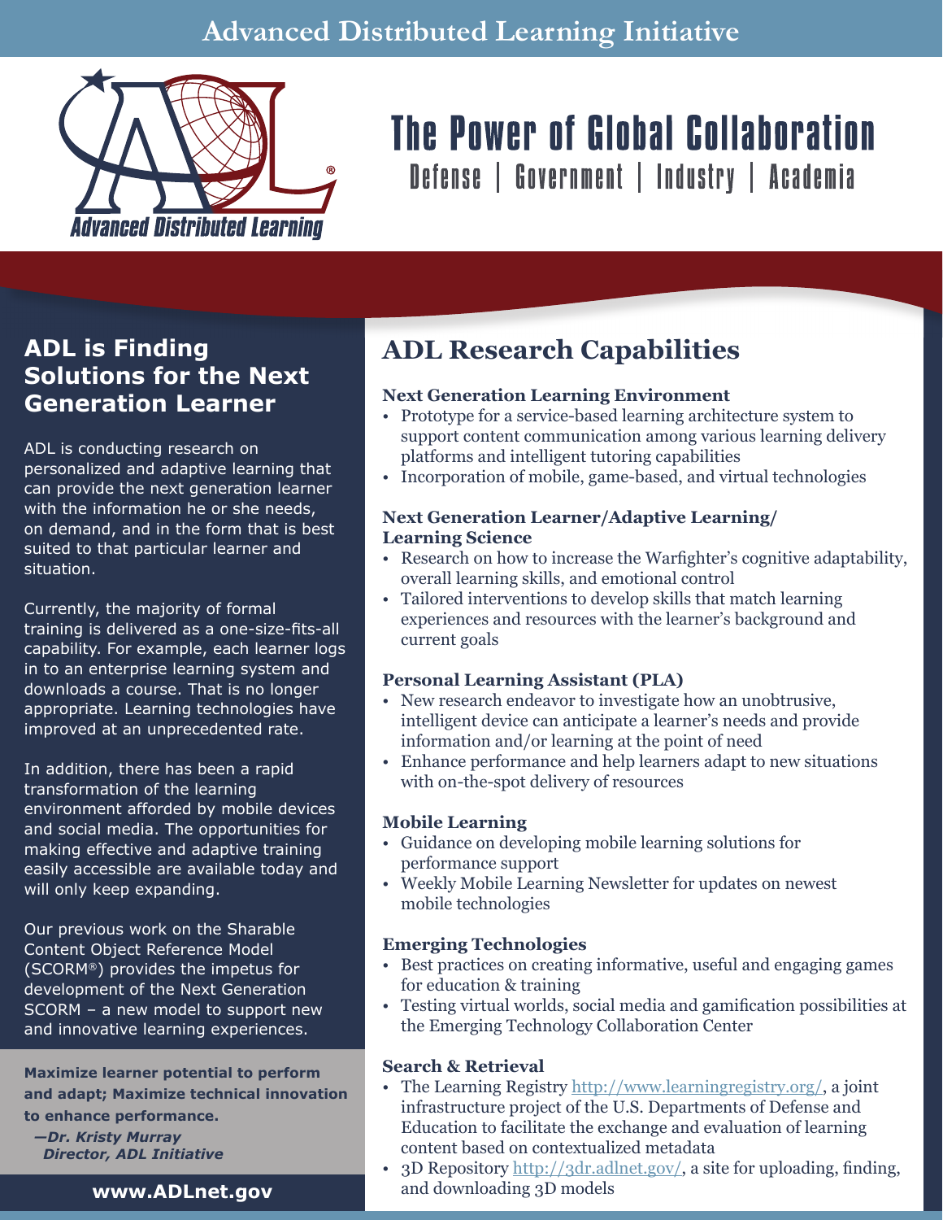Advanced Distributed Learning Initiative

Advanced Distributed Learning

# The Power of Global Collaboration

Defense | Government | Industry | Academia

## ADL is Finding Solutions for the Next Generation Learner

ADL is conducting research on personalized and adaptive learning that can provide the next generation learner with the information he or she needs, on demand, and in the form that is best suited to that particular learner and situation.

Currently, the majority of formal training is delivered as a one-size-fits-all capability. For example, each learner logs in to an enterprise learning system and downloads a course. That is no longer appropriate. Learning technologies have improved at an unprecedented rate.

In addition, there has been a rapid transformation of the learning environment afforded by mobile devices and social media. The opportunities for making effective and adaptive training easily accessible are available today and will only keep expanding.

Our previous work on the Sharable Content Object Reference Model (SCORM®) provides the impetus for development of the Next Generation SCORM – a new model to support new and innovative learning experiences.

**Maximize learner potential to perform and adapt; Maximize technical innovation to enhance performance.**

***—Dr. Kristy Murray***
***Director, ADL Initiative***

**www.ADLnet.gov**

## ADL Research Capabilities

**Next Generation Learning Environment**

- Prototype for a service-based learning architecture system to support content communication among various learning delivery platforms and intelligent tutoring capabilities
- Incorporation of mobile, game-based, and virtual technologies

**Next Generation Learner/Adaptive Learning/ Learning Science**

- Research on how to increase the Warfighter's cognitive adaptability, overall learning skills, and emotional control
- Tailored interventions to develop skills that match learning experiences and resources with the learner's background and current goals

**Personal Learning Assistant (PLA)**

- New research endeavor to investigate how an unobtrusive, intelligent device can anticipate a learner's needs and provide information and/or learning at the point of need
- Enhance performance and help learners adapt to new situations with on-the-spot delivery of resources

**Mobile Learning**

- Guidance on developing mobile learning solutions for performance support
- Weekly Mobile Learning Newsletter for updates on newest mobile technologies

**Emerging Technologies**

- Best practices on creating informative, useful and engaging games for education & training
- Testing virtual worlds, social media and gamification possibilities at the Emerging Technology Collaboration Center

**Search & Retrieval**

- The Learning Registry http://www.learningregistry.org/, a joint infrastructure project of the U.S. Departments of Defense and Education to facilitate the exchange and evaluation of learning content based on contextualized metadata
- 3D Repository http://3dr.adlnet.gov/, a site for uploading, finding, and downloading 3D models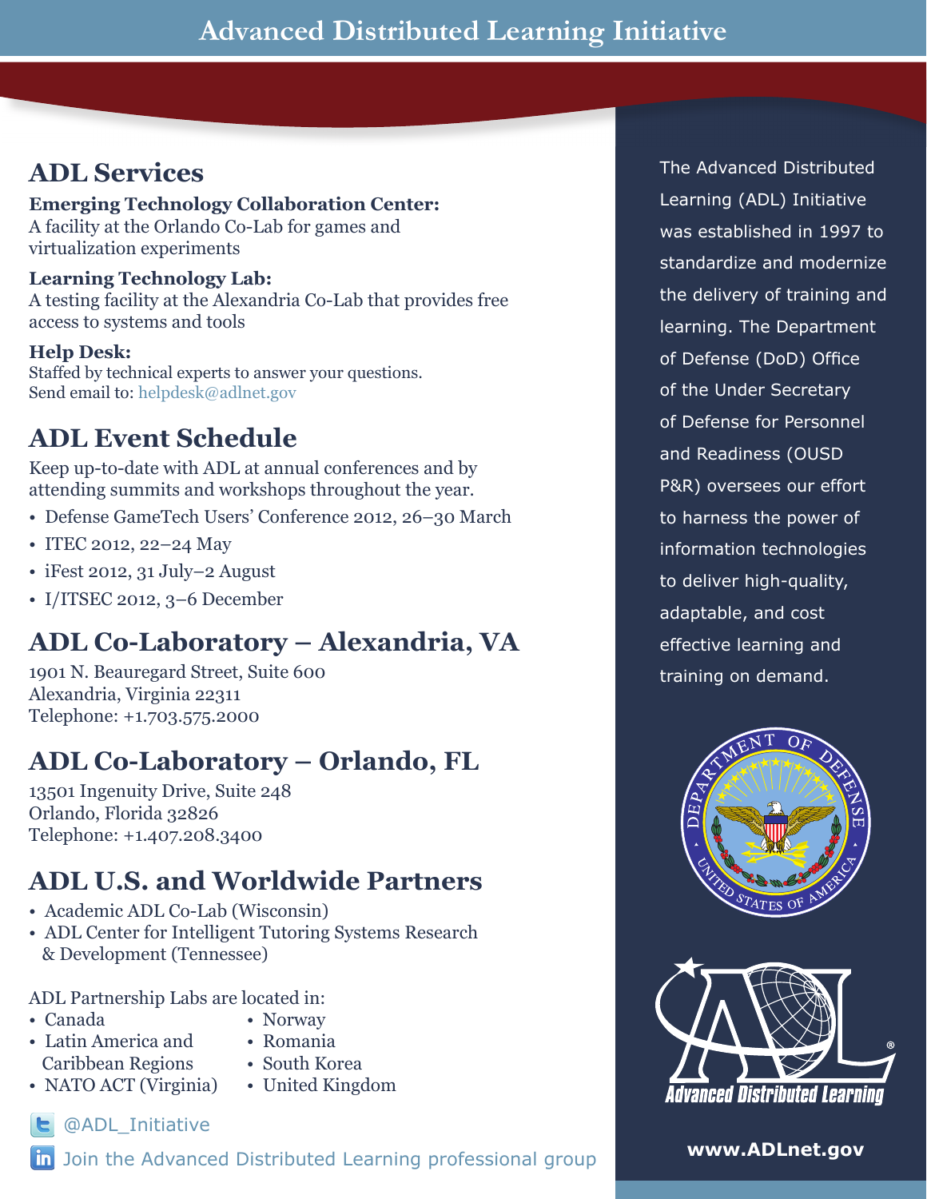# Advanced Distributed Learning Initiative

## ADL Services

**Emerging Technology Collaboration Center:**
A facility at the Orlando Co-Lab for games and virtualization experiments

**Learning Technology Lab:**
A testing facility at the Alexandria Co-Lab that provides free access to systems and tools

**Help Desk:**
Staffed by technical experts to answer your questions.
Send email to: helpdesk@adlnet.gov

## ADL Event Schedule

Keep up-to-date with ADL at annual conferences and by attending summits and workshops throughout the year.

- Defense GameTech Users' Conference 2012, 26–30 March
- ITEC 2012, 22–24 May
- iFest 2012, 31 July–2 August
- I/ITSEC 2012, 3–6 December

## ADL Co-Laboratory – Alexandria, VA

1901 N. Beauregard Street, Suite 600
Alexandria, Virginia 22311
Telephone: +1.703.575.2000

## ADL Co-Laboratory – Orlando, FL

13501 Ingenuity Drive, Suite 248
Orlando, Florida 32826
Telephone: +1.407.208.3400

## ADL U.S. and Worldwide Partners

- Academic ADL Co-Lab (Wisconsin)
- ADL Center for Intelligent Tutoring Systems Research & Development (Tennessee)

ADL Partnership Labs are located in:

- Canada
- Latin America and Caribbean Regions
- NATO ACT (Virginia)
- Norway
- Romania
- South Korea
- United Kingdom

@ADL_Initiative

Join the Advanced Distributed Learning professional group

The Advanced Distributed Learning (ADL) Initiative was established in 1997 to standardize and modernize the delivery of training and learning. The Department of Defense (DoD) Office of the Under Secretary of Defense for Personnel and Readiness (OUSD P&R) oversees our effort to harness the power of information technologies to deliver high-quality, adaptable, and cost effective learning and training on demand.

Advanced Distributed Learning

**www.ADLnet.gov**